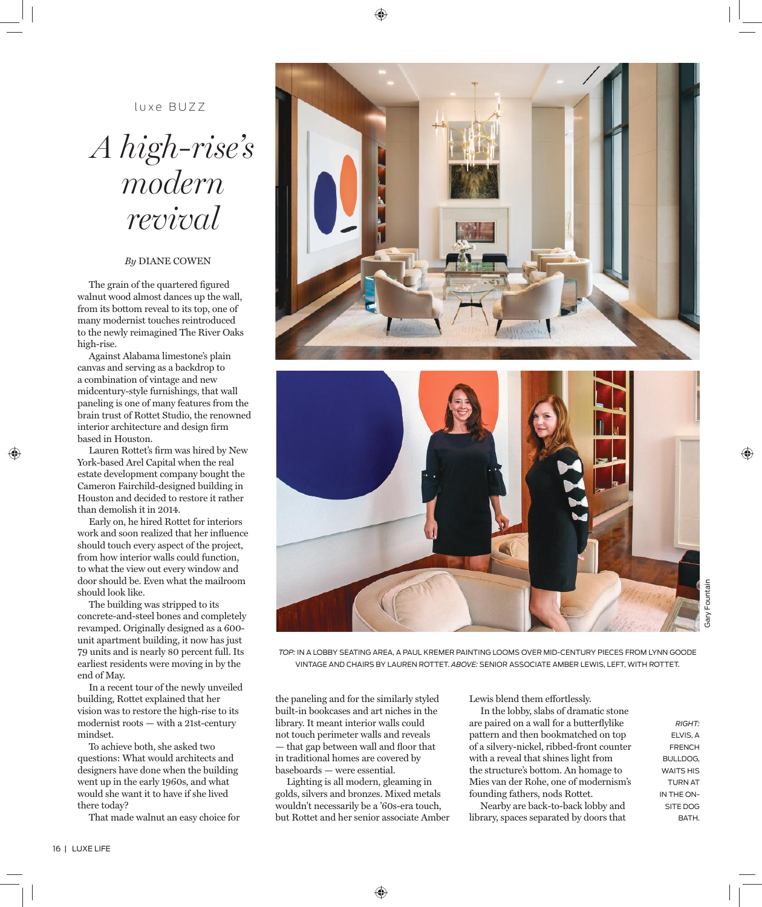luxe BUZZ

# *A high-rise's modern revival*

*By* DIANE COWEN

The grain of the quartered figured walnut wood almost dances up the wall, from its bottom reveal to its top, one of many modernist touches reintroduced to the newly reimagined The River Oaks high-rise.

Against Alabama limestone's plain canvas and serving as a backdrop to a combination of vintage and new midcentury-style furnishings, that wall paneling is one of many features from the brain trust of Rottet Studio, the renowned interior architecture and design firm based in Houston.

Lauren Rottet's firm was hired by New York-based Arel Capital when the real estate development company bought the Cameron Fairchild-designed building in Houston and decided to restore it rather than demolish it in 2014.

Early on, he hired Rottet for interiors work and soon realized that her influence should touch every aspect of the project, from how interior walls could function, to what the view out every window and door should be. Even what the mailroom should look like.

The building was stripped to its concrete-and-steel bones and completely revamped. Originally designed as a 600-unit apartment building, it now has just 79 units and is nearly 80 percent full. Its earliest residents were moving in by the end of May.

In a recent tour of the newly unveiled building, Rottet explained that her vision was to restore the high-rise to its modernist roots — with a 21st-century mindset.

To achieve both, she asked two questions: What would architects and designers have done when the building went up in the early 1960s, and what would she want it to have if she lived there today?

That made walnut an easy choice for the paneling and for the similarly styled built-in bookcases and art niches in the library. It meant interior walls could not touch perimeter walls and reveals — that gap between wall and floor that in traditional homes are covered by baseboards — were essential.

Lighting is all modern, gleaming in golds, silvers and bronzes. Mixed metals wouldn't necessarily be a '60s-era touch, but Rottet and her senior associate Amber Lewis blend them effortlessly.

In the lobby, slabs of dramatic stone are paired on a wall for a butterflylike pattern and then bookmatched on top of a silvery-nickel, ribbed-front counter with a reveal that shines light from the structure's bottom. An homage to Mies van der Rohe, one of modernism's founding fathers, nods Rottet.

Nearby are back-to-back lobby and library, spaces separated by doors that

*TOP:* IN A LOBBY SEATING AREA, A PAUL KREMER PAINTING LOOMS OVER MID-CENTURY PIECES FROM LYNN GOODE VINTAGE AND CHAIRS BY LAUREN ROTTET. *ABOVE:* SENIOR ASSOCIATE AMBER LEWIS, LEFT, WITH ROTTET.

Gary Fountain

*RIGHT:* ELVIS, A FRENCH BULLDOG, WAITS HIS TURN AT IN THE ON-SITE DOG BATH.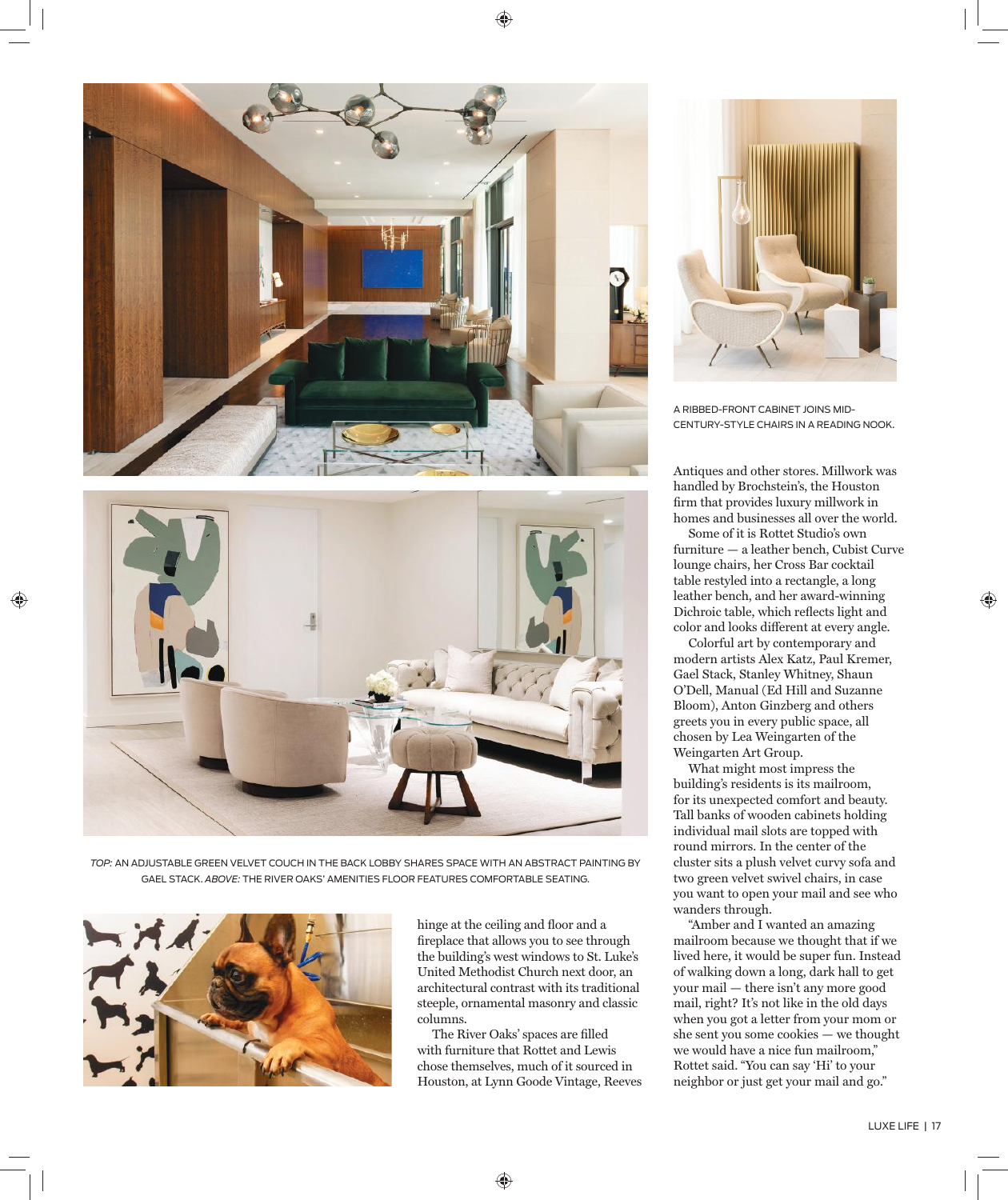TOP: AN ADJUSTABLE GREEN VELVET COUCH IN THE BACK LOBBY SHARES SPACE WITH AN ABSTRACT PAINTING BY GAEL STACK. ABOVE: THE RIVER OAKS' AMENITIES FLOOR FEATURES COMFORTABLE SEATING.

A RIBBED-FRONT CABINET JOINS MID-CENTURY-STYLE CHAIRS IN A READING NOOK.

hinge at the ceiling and floor and a fireplace that allows you to see through the building's west windows to St. Luke's United Methodist Church next door, an architectural contrast with its traditional steeple, ornamental masonry and classic columns.

The River Oaks' spaces are filled with furniture that Rottet and Lewis chose themselves, much of it sourced in Houston, at Lynn Goode Vintage, Reeves Antiques and other stores. Millwork was handled by Brochstein's, the Houston firm that provides luxury millwork in homes and businesses all over the world.

Some of it is Rottet Studio's own furniture — a leather bench, Cubist Curve lounge chairs, her Cross Bar cocktail table restyled into a rectangle, a long leather bench, and her award-winning Dichroic table, which reflects light and color and looks different at every angle.

Colorful art by contemporary and modern artists Alex Katz, Paul Kremer, Gael Stack, Stanley Whitney, Shaun O'Dell, Manual (Ed Hill and Suzanne Bloom), Anton Ginzberg and others greets you in every public space, all chosen by Lea Weingarten of the Weingarten Art Group.

What might most impress the building's residents is its mailroom, for its unexpected comfort and beauty. Tall banks of wooden cabinets holding individual mail slots are topped with round mirrors. In the center of the cluster sits a plush velvet curvy sofa and two green velvet swivel chairs, in case you want to open your mail and see who wanders through.

"Amber and I wanted an amazing mailroom because we thought that if we lived here, it would be super fun. Instead of walking down a long, dark hall to get your mail — there isn't any more good mail, right? It's not like in the old days when you got a letter from your mom or she sent you some cookies — we thought we would have a nice fun mailroom," Rottet said. "You can say 'Hi' to your neighbor or just get your mail and go."